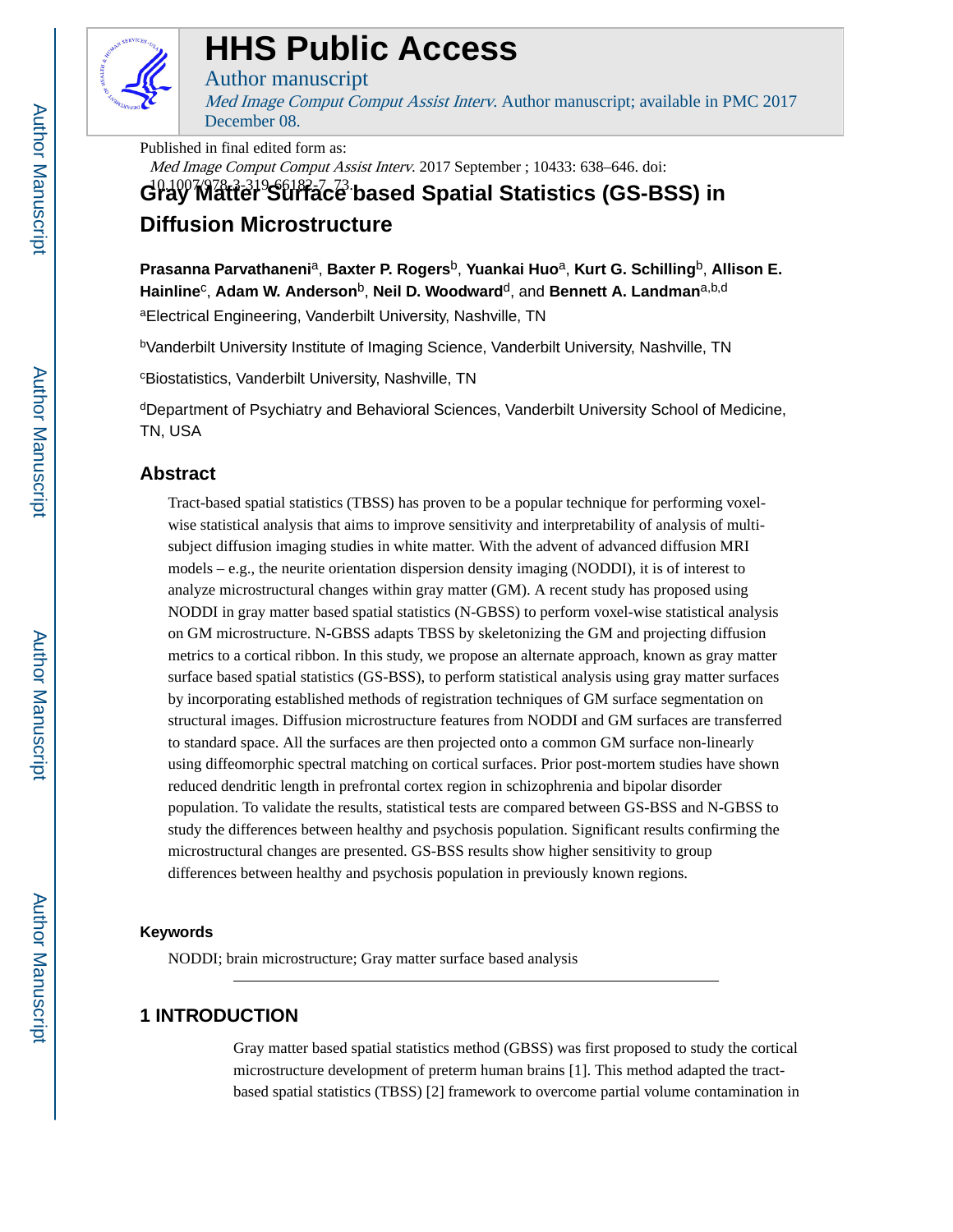# HHS Public Access

Author manuscript

*Med Image Comput Comput Assist Interv*. Author manuscript; available in PMC 2017 December 08.

Published in final edited form as:

*Med Image Comput Comput Assist Interv*. 2017 September ; 10433: 638–646. doi:10.1007/978-3-319-66182-7_73.

# Gray Matter Surface based Spatial Statistics (GS-BSS) in Diffusion Microstructure

**Prasanna Parvathaneni**[a], **Baxter P. Rogers**[b], **Yuankai Huo**[a], **Kurt G. Schilling**[b], **Allison E. Hainline**[c], **Adam W. Anderson**[b], **Neil D. Woodward**[d], and **Bennett A. Landman**[a,b,d]

[a]Electrical Engineering, Vanderbilt University, Nashville, TN

[b]Vanderbilt University Institute of Imaging Science, Vanderbilt University, Nashville, TN

[c]Biostatistics, Vanderbilt University, Nashville, TN

[d]Department of Psychiatry and Behavioral Sciences, Vanderbilt University School of Medicine, TN, USA

## Abstract

Tract-based spatial statistics (TBSS) has proven to be a popular technique for performing voxel-wise statistical analysis that aims to improve sensitivity and interpretability of analysis of multi-subject diffusion imaging studies in white matter. With the advent of advanced diffusion MRI models – e.g., the neurite orientation dispersion density imaging (NODDI), it is of interest to analyze microstructural changes within gray matter (GM). A recent study has proposed using NODDI in gray matter based spatial statistics (N-GBSS) to perform voxel-wise statistical analysis on GM microstructure. N-GBSS adapts TBSS by skeletonizing the GM and projecting diffusion metrics to a cortical ribbon. In this study, we propose an alternate approach, known as gray matter surface based spatial statistics (GS-BSS), to perform statistical analysis using gray matter surfaces by incorporating established methods of registration techniques of GM surface segmentation on structural images. Diffusion microstructure features from NODDI and GM surfaces are transferred to standard space. All the surfaces are then projected onto a common GM surface non-linearly using diffeomorphic spectral matching on cortical surfaces. Prior post-mortem studies have shown reduced dendritic length in prefrontal cortex region in schizophrenia and bipolar disorder population. To validate the results, statistical tests are compared between GS-BSS and N-GBSS to study the differences between healthy and psychosis population. Significant results confirming the microstructural changes are presented. GS-BSS results show higher sensitivity to group differences between healthy and psychosis population in previously known regions.

### Keywords

NODDI; brain microstructure; Gray matter surface based analysis

## 1 INTRODUCTION

Gray matter based spatial statistics method (GBSS) was first proposed to study the cortical microstructure development of preterm human brains [1]. This method adapted the tract-based spatial statistics (TBSS) [2] framework to overcome partial volume contamination in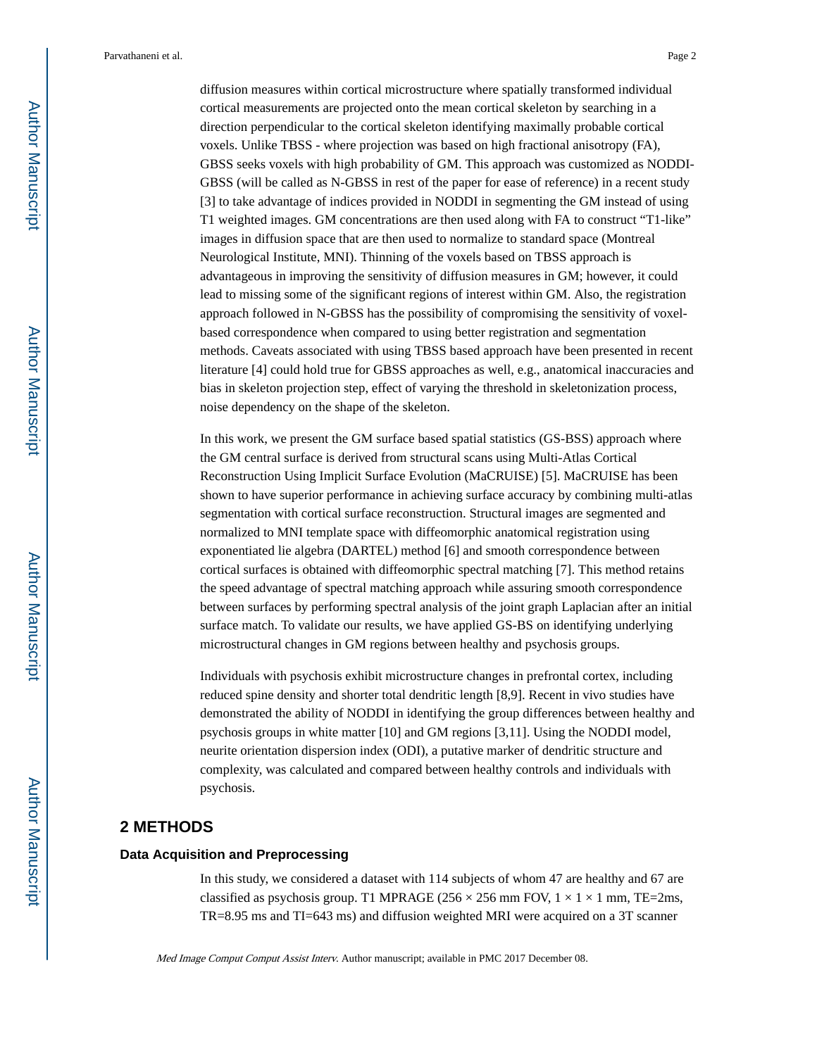diffusion measures within cortical microstructure where spatially transformed individual cortical measurements are projected onto the mean cortical skeleton by searching in a direction perpendicular to the cortical skeleton identifying maximally probable cortical voxels. Unlike TBSS - where projection was based on high fractional anisotropy (FA), GBSS seeks voxels with high probability of GM. This approach was customized as NODDI-GBSS (will be called as N-GBSS in rest of the paper for ease of reference) in a recent study [3] to take advantage of indices provided in NODDI in segmenting the GM instead of using T1 weighted images. GM concentrations are then used along with FA to construct "T1-like" images in diffusion space that are then used to normalize to standard space (Montreal Neurological Institute, MNI). Thinning of the voxels based on TBSS approach is advantageous in improving the sensitivity of diffusion measures in GM; however, it could lead to missing some of the significant regions of interest within GM. Also, the registration approach followed in N-GBSS has the possibility of compromising the sensitivity of voxel-based correspondence when compared to using better registration and segmentation methods. Caveats associated with using TBSS based approach have been presented in recent literature [4] could hold true for GBSS approaches as well, e.g., anatomical inaccuracies and bias in skeleton projection step, effect of varying the threshold in skeletonization process, noise dependency on the shape of the skeleton.

In this work, we present the GM surface based spatial statistics (GS-BSS) approach where the GM central surface is derived from structural scans using Multi-Atlas Cortical Reconstruction Using Implicit Surface Evolution (MaCRUISE) [5]. MaCRUISE has been shown to have superior performance in achieving surface accuracy by combining multi-atlas segmentation with cortical surface reconstruction. Structural images are segmented and normalized to MNI template space with diffeomorphic anatomical registration using exponentiated lie algebra (DARTEL) method [6] and smooth correspondence between cortical surfaces is obtained with diffeomorphic spectral matching [7]. This method retains the speed advantage of spectral matching approach while assuring smooth correspondence between surfaces by performing spectral analysis of the joint graph Laplacian after an initial surface match. To validate our results, we have applied GS-BS on identifying underlying microstructural changes in GM regions between healthy and psychosis groups.

Individuals with psychosis exhibit microstructure changes in prefrontal cortex, including reduced spine density and shorter total dendritic length [8,9]. Recent in vivo studies have demonstrated the ability of NODDI in identifying the group differences between healthy and psychosis groups in white matter [10] and GM regions [3,11]. Using the NODDI model, neurite orientation dispersion index (ODI), a putative marker of dendritic structure and complexity, was calculated and compared between healthy controls and individuals with psychosis.

## 2 METHODS

### Data Acquisition and Preprocessing

In this study, we considered a dataset with 114 subjects of whom 47 are healthy and 67 are classified as psychosis group. T1 MPRAGE (256 × 256 mm FOV, 1 × 1 × 1 mm, TE=2ms, TR=8.95 ms and TI=643 ms) and diffusion weighted MRI were acquired on a 3T scanner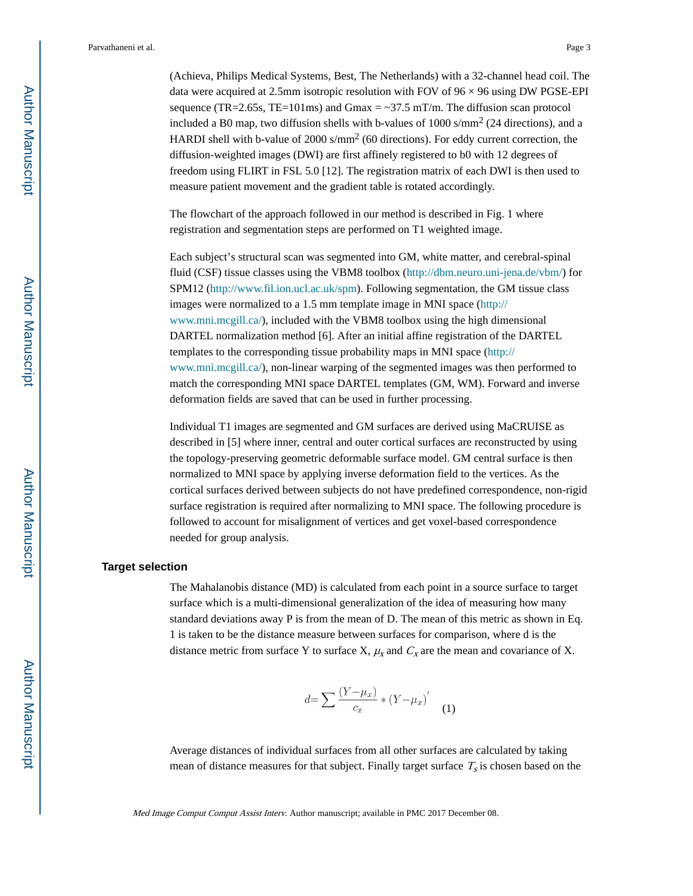(Achieva, Philips Medical Systems, Best, The Netherlands) with a 32-channel head coil. The data were acquired at 2.5mm isotropic resolution with FOV of 96 × 96 using DW PGSE-EPI sequence (TR=2.65s, TE=101ms) and Gmax = ~37.5 mT/m. The diffusion scan protocol included a B0 map, two diffusion shells with b-values of 1000 s/mm$^2$ (24 directions), and a HARDI shell with b-value of 2000 s/mm$^2$ (60 directions). For eddy current correction, the diffusion-weighted images (DWI) are first affinely registered to b0 with 12 degrees of freedom using FLIRT in FSL 5.0 [12]. The registration matrix of each DWI is then used to measure patient movement and the gradient table is rotated accordingly.

The flowchart of the approach followed in our method is described in Fig. 1 where registration and segmentation steps are performed on T1 weighted image.

Each subject's structural scan was segmented into GM, white matter, and cerebral-spinal fluid (CSF) tissue classes using the VBM8 toolbox (http://dbm.neuro.uni-jena.de/vbm/) for SPM12 (http://www.fil.ion.ucl.ac.uk/spm). Following segmentation, the GM tissue class images were normalized to a 1.5 mm template image in MNI space (http://www.mni.mcgill.ca/), included with the VBM8 toolbox using the high dimensional DARTEL normalization method [6]. After an initial affine registration of the DARTEL templates to the corresponding tissue probability maps in MNI space (http://www.mni.mcgill.ca/), non-linear warping of the segmented images was then performed to match the corresponding MNI space DARTEL templates (GM, WM). Forward and inverse deformation fields are saved that can be used in further processing.

Individual T1 images are segmented and GM surfaces are derived using MaCRUISE as described in [5] where inner, central and outer cortical surfaces are reconstructed by using the topology-preserving geometric deformable surface model. GM central surface is then normalized to MNI space by applying inverse deformation field to the vertices. As the cortical surfaces derived between subjects do not have predefined correspondence, non-rigid surface registration is required after normalizing to MNI space. The following procedure is followed to account for misalignment of vertices and get voxel-based correspondence needed for group analysis.

### Target selection

The Mahalanobis distance (MD) is calculated from each point in a source surface to target surface which is a multi-dimensional generalization of the idea of measuring how many standard deviations away P is from the mean of D. The mean of this metric as shown in Eq. 1 is taken to be the distance measure between surfaces for comparison, where d is the distance metric from surface Y to surface X, $\mu_x$ and $C_x$ are the mean and covariance of X.

$$d = \sum \frac{(Y - \mu_x)}{c_x} * (Y - \mu_x)' \quad (1)$$

Average distances of individual surfaces from all other surfaces are calculated by taking mean of distance measures for that subject. Finally target surface $T_s$ is chosen based on the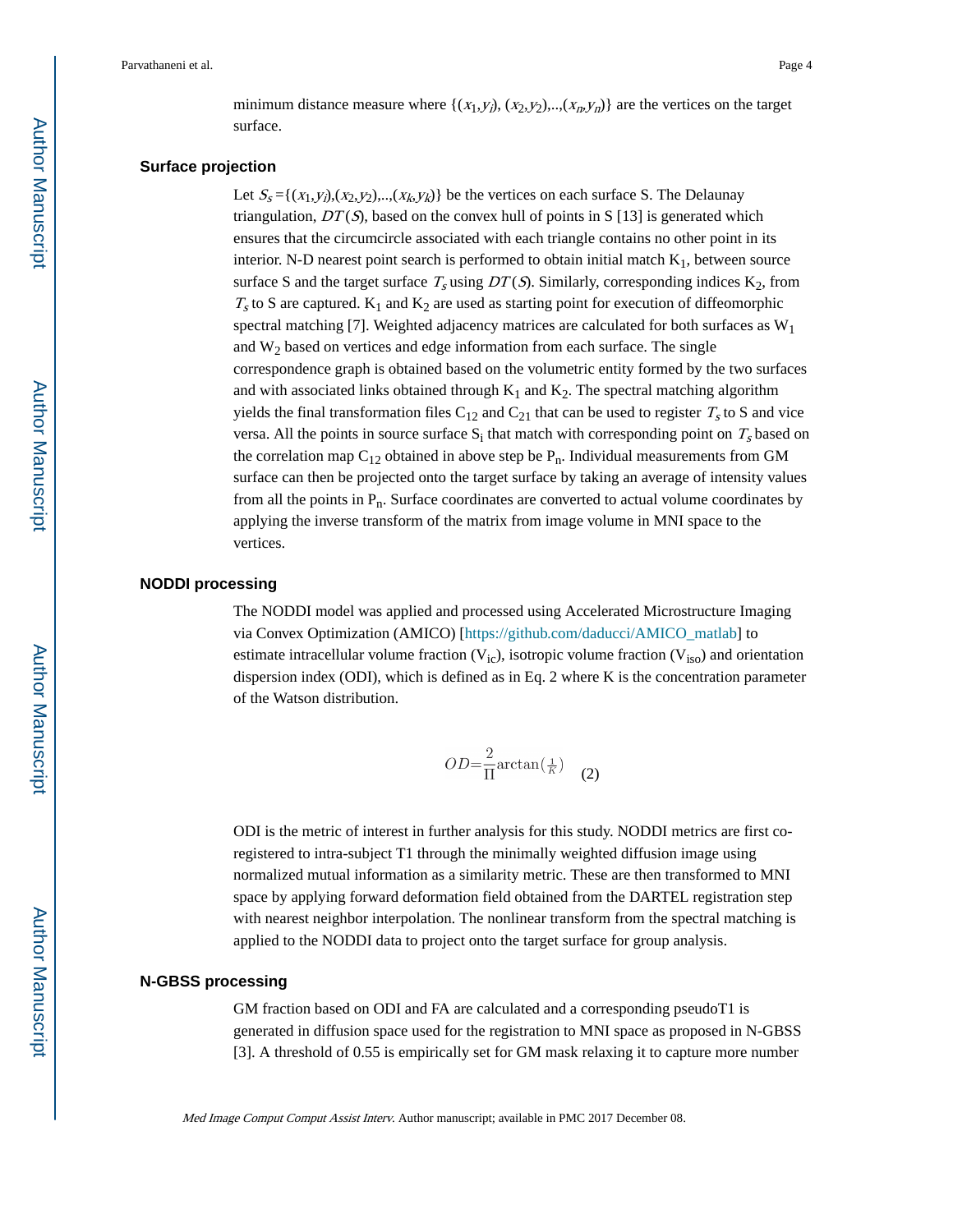minimum distance measure where $\{(x_1,y_i), (x_2,y_2),..,(x_n,y_n)\}$ are the vertices on the target surface.

### Surface projection

Let $S_s = \{(x_1,y_i),(x_2,y_2),..,(x_k,y_k)\}$ be the vertices on each surface S. The Delaunay triangulation, $DT(S)$, based on the convex hull of points in S [13] is generated which ensures that the circumcircle associated with each triangle contains no other point in its interior. N-D nearest point search is performed to obtain initial match $K_1$, between source surface S and the target surface $T_s$ using $DT(S)$. Similarly, corresponding indices $K_2$, from $T_s$ to S are captured. $K_1$ and $K_2$ are used as starting point for execution of diffeomorphic spectral matching [7]. Weighted adjacency matrices are calculated for both surfaces as $W_1$ and $W_2$ based on vertices and edge information from each surface. The single correspondence graph is obtained based on the volumetric entity formed by the two surfaces and with associated links obtained through $K_1$ and $K_2$. The spectral matching algorithm yields the final transformation files $C_{12}$ and $C_{21}$ that can be used to register $T_s$ to S and vice versa. All the points in source surface $S_i$ that match with corresponding point on $T_s$ based on the correlation map $C_{12}$ obtained in above step be $P_n$. Individual measurements from GM surface can then be projected onto the target surface by taking an average of intensity values from all the points in $P_n$. Surface coordinates are converted to actual volume coordinates by applying the inverse transform of the matrix from image volume in MNI space to the vertices.

### NODDI processing

The NODDI model was applied and processed using Accelerated Microstructure Imaging via Convex Optimization (AMICO) [https://github.com/daducci/AMICO_matlab] to estimate intracellular volume fraction ($V_{ic}$), isotropic volume fraction ($V_{iso}$) and orientation dispersion index (ODI), which is defined as in Eq. 2 where K is the concentration parameter of the Watson distribution.

$$OD = \frac{2}{\Pi} \arctan\left(\frac{1}{K}\right) \quad (2)$$

ODI is the metric of interest in further analysis for this study. NODDI metrics are first co-registered to intra-subject T1 through the minimally weighted diffusion image using normalized mutual information as a similarity metric. These are then transformed to MNI space by applying forward deformation field obtained from the DARTEL registration step with nearest neighbor interpolation. The nonlinear transform from the spectral matching is applied to the NODDI data to project onto the target surface for group analysis.

### N-GBSS processing

GM fraction based on ODI and FA are calculated and a corresponding pseudoT1 is generated in diffusion space used for the registration to MNI space as proposed in N-GBSS [3]. A threshold of 0.55 is empirically set for GM mask relaxing it to capture more number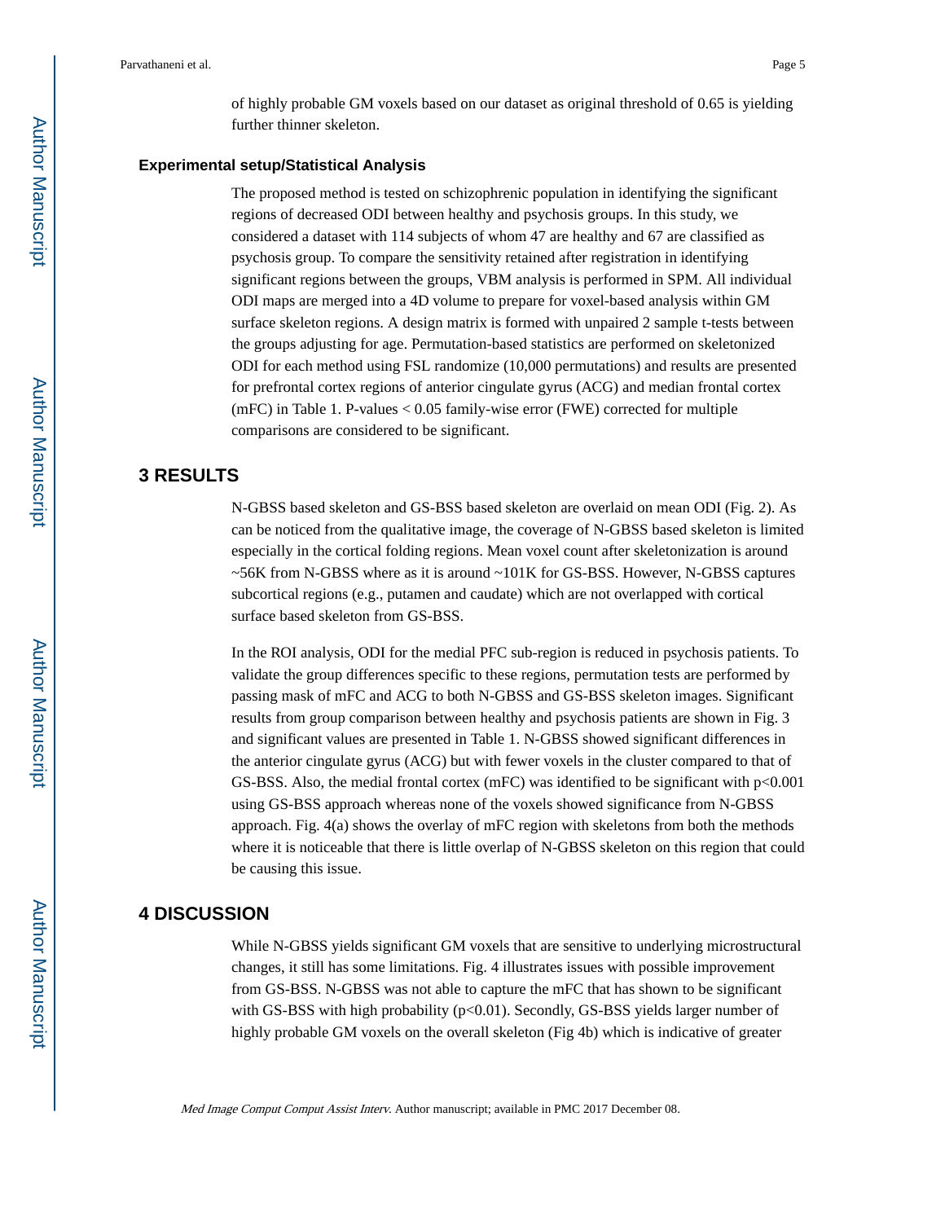of highly probable GM voxels based on our dataset as original threshold of 0.65 is yielding further thinner skeleton.

### Experimental setup/Statistical Analysis

The proposed method is tested on schizophrenic population in identifying the significant regions of decreased ODI between healthy and psychosis groups. In this study, we considered a dataset with 114 subjects of whom 47 are healthy and 67 are classified as psychosis group. To compare the sensitivity retained after registration in identifying significant regions between the groups, VBM analysis is performed in SPM. All individual ODI maps are merged into a 4D volume to prepare for voxel-based analysis within GM surface skeleton regions. A design matrix is formed with unpaired 2 sample t-tests between the groups adjusting for age. Permutation-based statistics are performed on skeletonized ODI for each method using FSL randomize (10,000 permutations) and results are presented for prefrontal cortex regions of anterior cingulate gyrus (ACG) and median frontal cortex (mFC) in Table 1. P-values $< 0.05$ family-wise error (FWE) corrected for multiple comparisons are considered to be significant.

## 3 RESULTS

N-GBSS based skeleton and GS-BSS based skeleton are overlaid on mean ODI (Fig. 2). As can be noticed from the qualitative image, the coverage of N-GBSS based skeleton is limited especially in the cortical folding regions. Mean voxel count after skeletonization is around ~56K from N-GBSS where as it is around ~101K for GS-BSS. However, N-GBSS captures subcortical regions (e.g., putamen and caudate) which are not overlapped with cortical surface based skeleton from GS-BSS.

In the ROI analysis, ODI for the medial PFC sub-region is reduced in psychosis patients. To validate the group differences specific to these regions, permutation tests are performed by passing mask of mFC and ACG to both N-GBSS and GS-BSS skeleton images. Significant results from group comparison between healthy and psychosis patients are shown in Fig. 3 and significant values are presented in Table 1. N-GBSS showed significant differences in the anterior cingulate gyrus (ACG) but with fewer voxels in the cluster compared to that of GS-BSS. Also, the medial frontal cortex (mFC) was identified to be significant with $p<0.001$ using GS-BSS approach whereas none of the voxels showed significance from N-GBSS approach. Fig. 4(a) shows the overlay of mFC region with skeletons from both the methods where it is noticeable that there is little overlap of N-GBSS skeleton on this region that could be causing this issue.

## 4 DISCUSSION

While N-GBSS yields significant GM voxels that are sensitive to underlying microstructural changes, it still has some limitations. Fig. 4 illustrates issues with possible improvement from GS-BSS. N-GBSS was not able to capture the mFC that has shown to be significant with GS-BSS with high probability ($p<0.01$). Secondly, GS-BSS yields larger number of highly probable GM voxels on the overall skeleton (Fig 4b) which is indicative of greater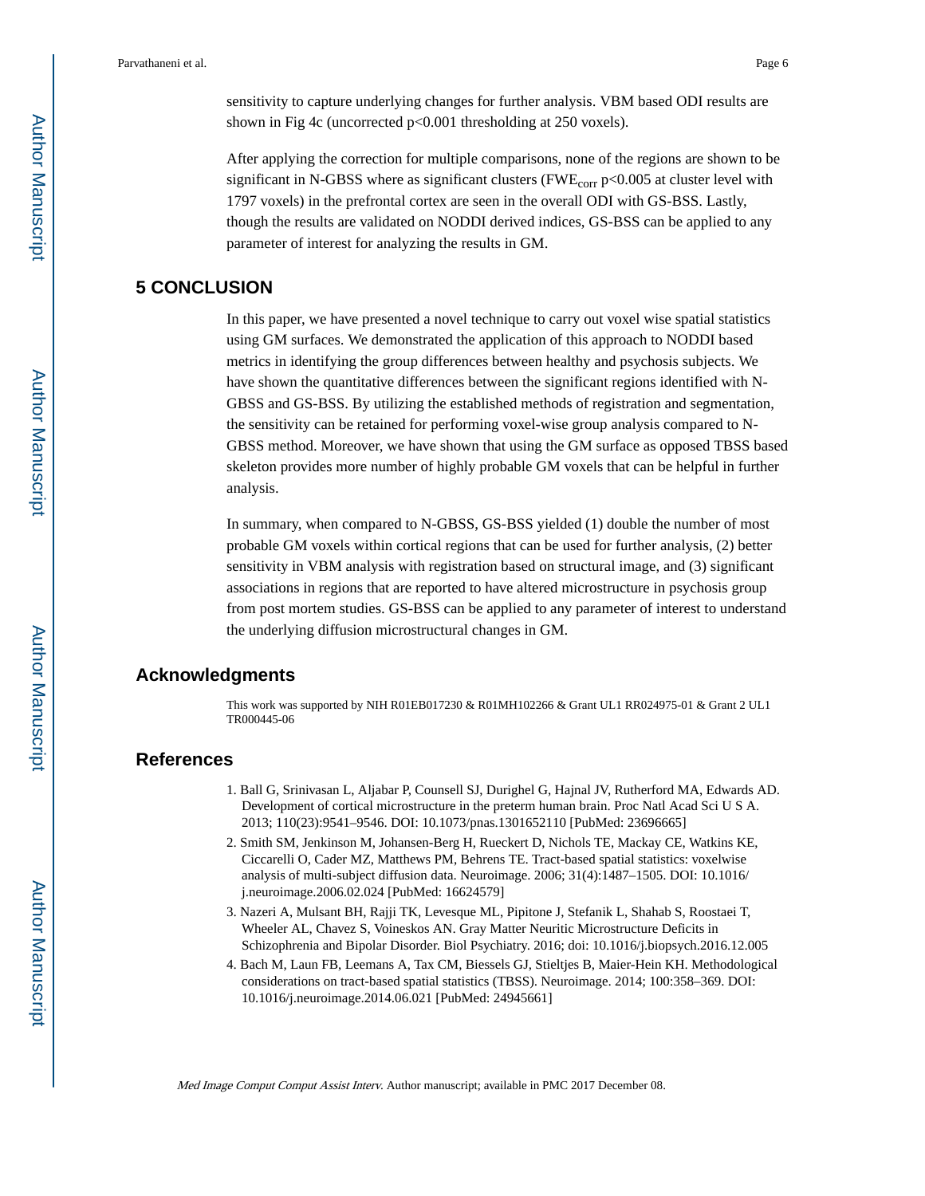sensitivity to capture underlying changes for further analysis. VBM based ODI results are shown in Fig 4c (uncorrected $p<0.001$ thresholding at 250 voxels).

After applying the correction for multiple comparisons, none of the regions are shown to be significant in N-GBSS where as significant clusters ($FWE_{corr}$ $p<0.005$ at cluster level with 1797 voxels) in the prefrontal cortex are seen in the overall ODI with GS-BSS. Lastly, though the results are validated on NODDI derived indices, GS-BSS can be applied to any parameter of interest for analyzing the results in GM.

## 5 CONCLUSION

In this paper, we have presented a novel technique to carry out voxel wise spatial statistics using GM surfaces. We demonstrated the application of this approach to NODDI based metrics in identifying the group differences between healthy and psychosis subjects. We have shown the quantitative differences between the significant regions identified with N-GBSS and GS-BSS. By utilizing the established methods of registration and segmentation, the sensitivity can be retained for performing voxel-wise group analysis compared to N-GBSS method. Moreover, we have shown that using the GM surface as opposed TBSS based skeleton provides more number of highly probable GM voxels that can be helpful in further analysis.

In summary, when compared to N-GBSS, GS-BSS yielded (1) double the number of most probable GM voxels within cortical regions that can be used for further analysis, (2) better sensitivity in VBM analysis with registration based on structural image, and (3) significant associations in regions that are reported to have altered microstructure in psychosis group from post mortem studies. GS-BSS can be applied to any parameter of interest to understand the underlying diffusion microstructural changes in GM.

## Acknowledgments

This work was supported by NIH R01EB017230 & R01MH102266 & Grant UL1 RR024975-01 & Grant 2 UL1 TR000445-06

## References

1. Ball G, Srinivasan L, Aljabar P, Counsell SJ, Durighel G, Hajnal JV, Rutherford MA, Edwards AD. Development of cortical microstructure in the preterm human brain. Proc Natl Acad Sci U S A. 2013; 110(23):9541–9546. DOI: 10.1073/pnas.1301652110 [PubMed: 23696665]
2. Smith SM, Jenkinson M, Johansen-Berg H, Rueckert D, Nichols TE, Mackay CE, Watkins KE, Ciccarelli O, Cader MZ, Matthews PM, Behrens TE. Tract-based spatial statistics: voxelwise analysis of multi-subject diffusion data. Neuroimage. 2006; 31(4):1487–1505. DOI: 10.1016/j.neuroimage.2006.02.024 [PubMed: 16624579]
3. Nazeri A, Mulsant BH, Rajji TK, Levesque ML, Pipitone J, Stefanik L, Shahab S, Roostaei T, Wheeler AL, Chavez S, Voineskos AN. Gray Matter Neuritic Microstructure Deficits in Schizophrenia and Bipolar Disorder. Biol Psychiatry. 2016; doi: 10.1016/j.biopsych.2016.12.005
4. Bach M, Laun FB, Leemans A, Tax CM, Biessels GJ, Stieltjes B, Maier-Hein KH. Methodological considerations on tract-based spatial statistics (TBSS). Neuroimage. 2014; 100:358–369. DOI: 10.1016/j.neuroimage.2014.06.021 [PubMed: 24945661]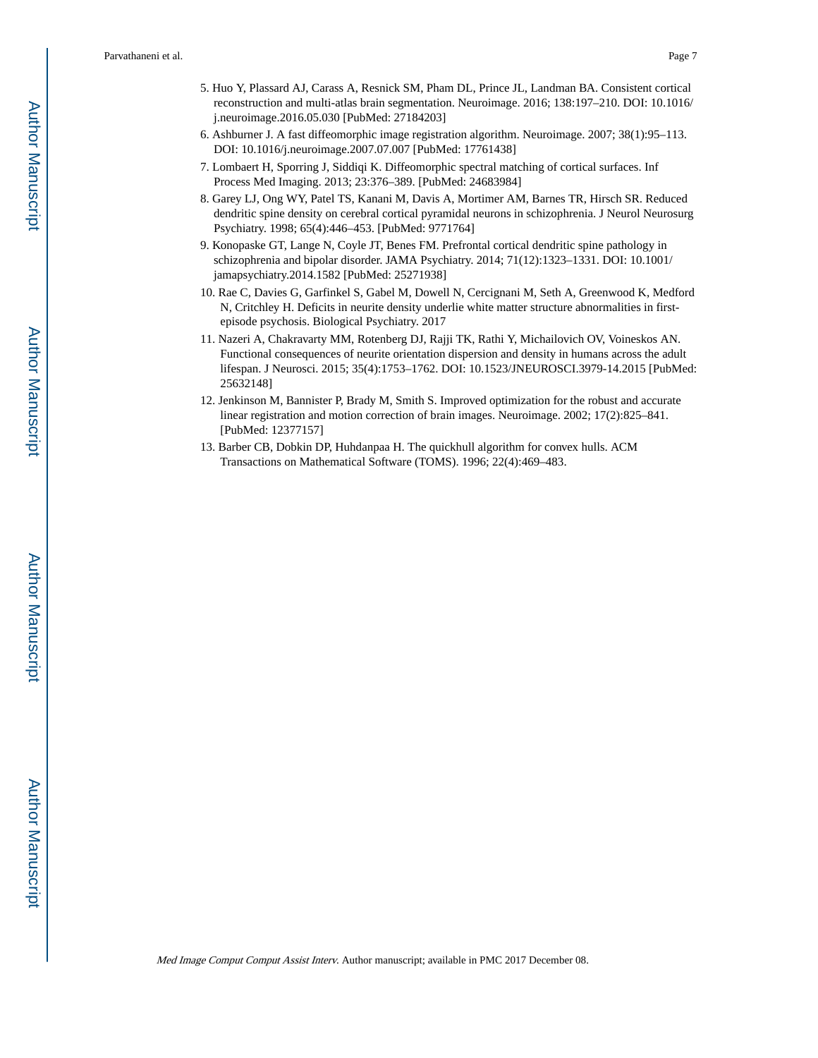5. Huo Y, Plassard AJ, Carass A, Resnick SM, Pham DL, Prince JL, Landman BA. Consistent cortical reconstruction and multi-atlas brain segmentation. Neuroimage. 2016; 138:197–210. DOI: 10.1016/j.neuroimage.2016.05.030 [PubMed: 27184203]
6. Ashburner J. A fast diffeomorphic image registration algorithm. Neuroimage. 2007; 38(1):95–113. DOI: 10.1016/j.neuroimage.2007.07.007 [PubMed: 17761438]
7. Lombaert H, Sporring J, Siddiqi K. Diffeomorphic spectral matching of cortical surfaces. Inf Process Med Imaging. 2013; 23:376–389. [PubMed: 24683984]
8. Garey LJ, Ong WY, Patel TS, Kanani M, Davis A, Mortimer AM, Barnes TR, Hirsch SR. Reduced dendritic spine density on cerebral cortical pyramidal neurons in schizophrenia. J Neurol Neurosurg Psychiatry. 1998; 65(4):446–453. [PubMed: 9771764]
9. Konopaske GT, Lange N, Coyle JT, Benes FM. Prefrontal cortical dendritic spine pathology in schizophrenia and bipolar disorder. JAMA Psychiatry. 2014; 71(12):1323–1331. DOI: 10.1001/jamapsychiatry.2014.1582 [PubMed: 25271938]
10. Rae C, Davies G, Garfinkel S, Gabel M, Dowell N, Cercignani M, Seth A, Greenwood K, Medford N, Critchley H. Deficits in neurite density underlie white matter structure abnormalities in first-episode psychosis. Biological Psychiatry. 2017
11. Nazeri A, Chakravarty MM, Rotenberg DJ, Rajji TK, Rathi Y, Michailovich OV, Voineskos AN. Functional consequences of neurite orientation dispersion and density in humans across the adult lifespan. J Neurosci. 2015; 35(4):1753–1762. DOI: 10.1523/JNEUROSCI.3979-14.2015 [PubMed: 25632148]
12. Jenkinson M, Bannister P, Brady M, Smith S. Improved optimization for the robust and accurate linear registration and motion correction of brain images. Neuroimage. 2002; 17(2):825–841. [PubMed: 12377157]
13. Barber CB, Dobkin DP, Huhdanpaa H. The quickhull algorithm for convex hulls. ACM Transactions on Mathematical Software (TOMS). 1996; 22(4):469–483.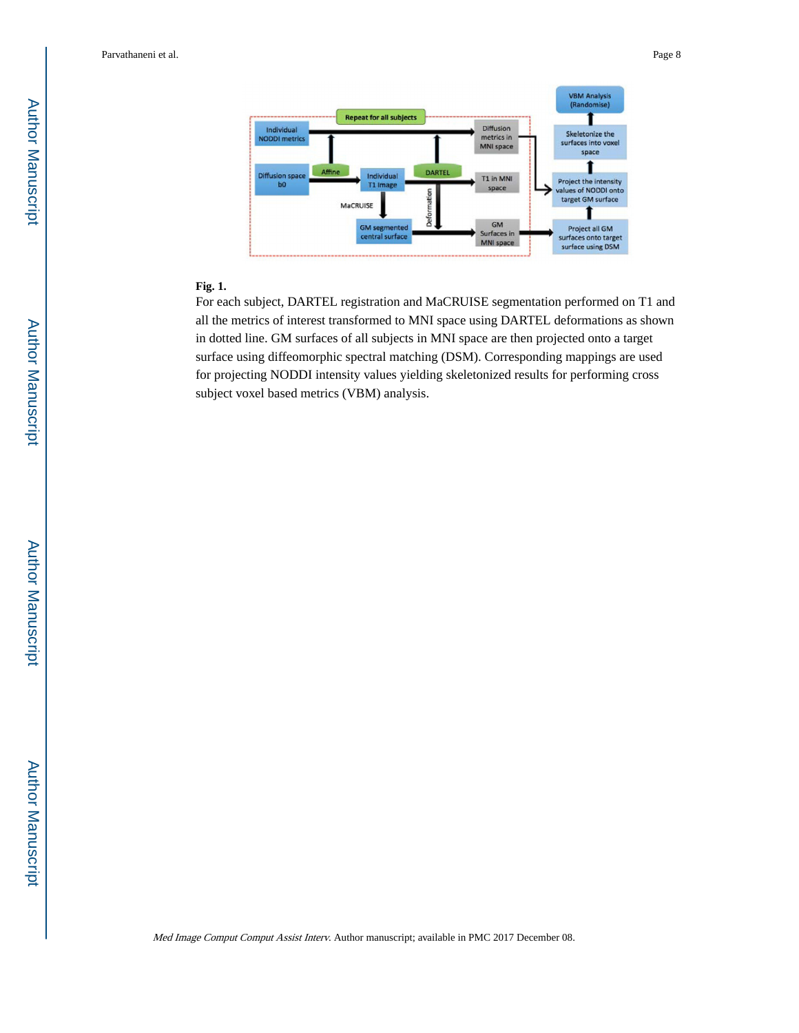**Fig. 1.**

For each subject, DARTEL registration and MaCRUISE segmentation performed on T1 and all the metrics of interest transformed to MNI space using DARTEL deformations as shown in dotted line. GM surfaces of all subjects in MNI space are then projected onto a target surface using diffeomorphic spectral matching (DSM). Corresponding mappings are used for projecting NODDI intensity values yielding skeletonized results for performing cross subject voxel based metrics (VBM) analysis.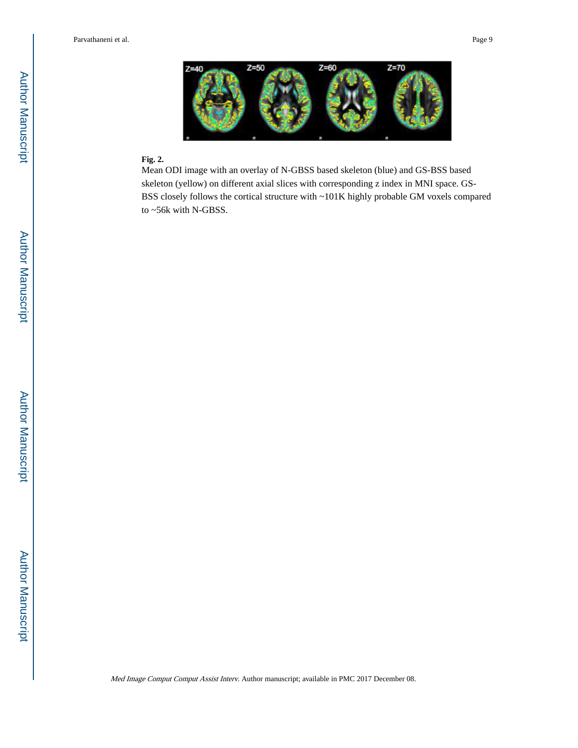**Fig. 2.**

Mean ODI image with an overlay of N-GBSS based skeleton (blue) and GS-BSS based skeleton (yellow) on different axial slices with corresponding z index in MNI space. GS-BSS closely follows the cortical structure with ~101K highly probable GM voxels compared to ~56k with N-GBSS.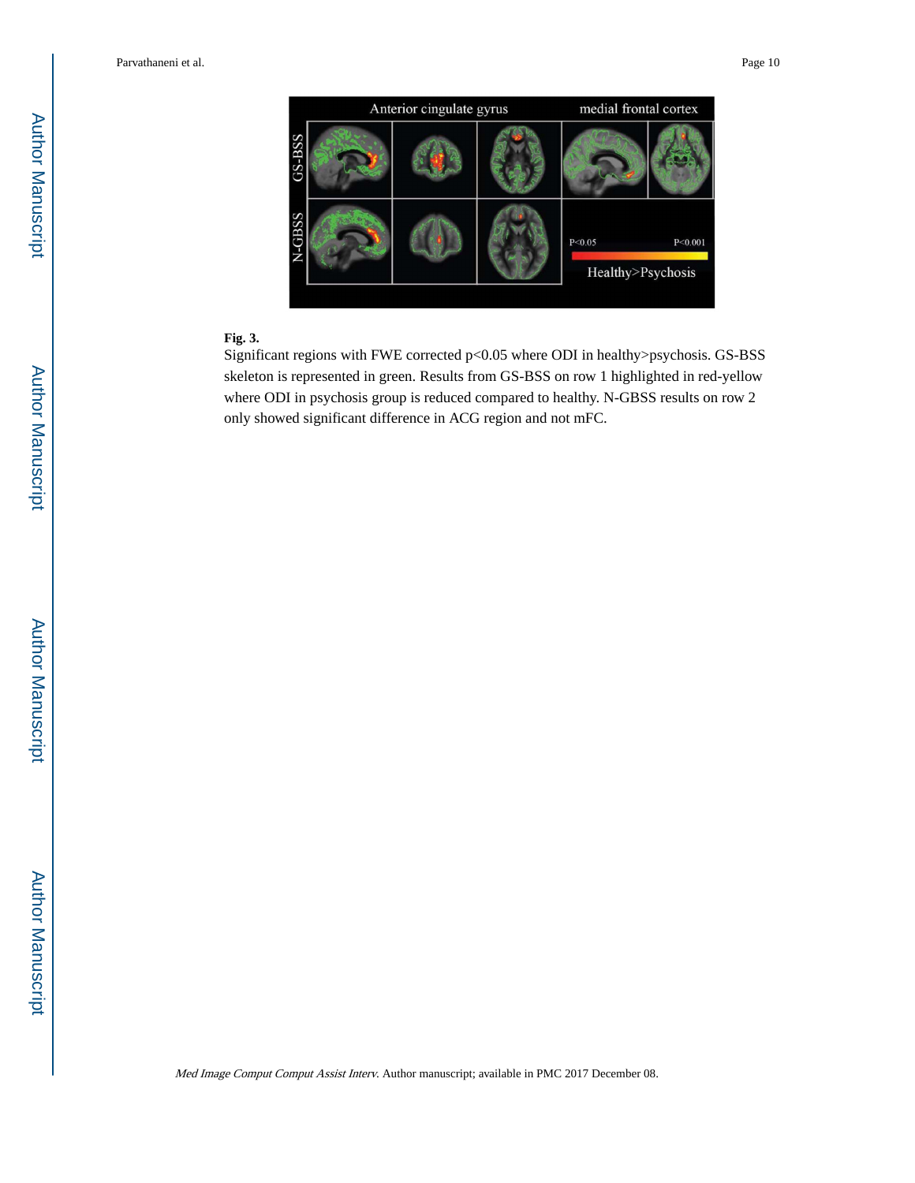**Fig. 3.**

Significant regions with FWE corrected $p<0.05$ where ODI in healthy>psychosis. GS-BSS skeleton is represented in green. Results from GS-BSS on row 1 highlighted in red-yellow where ODI in psychosis group is reduced compared to healthy. N-GBSS results on row 2 only showed significant difference in ACG region and not mFC.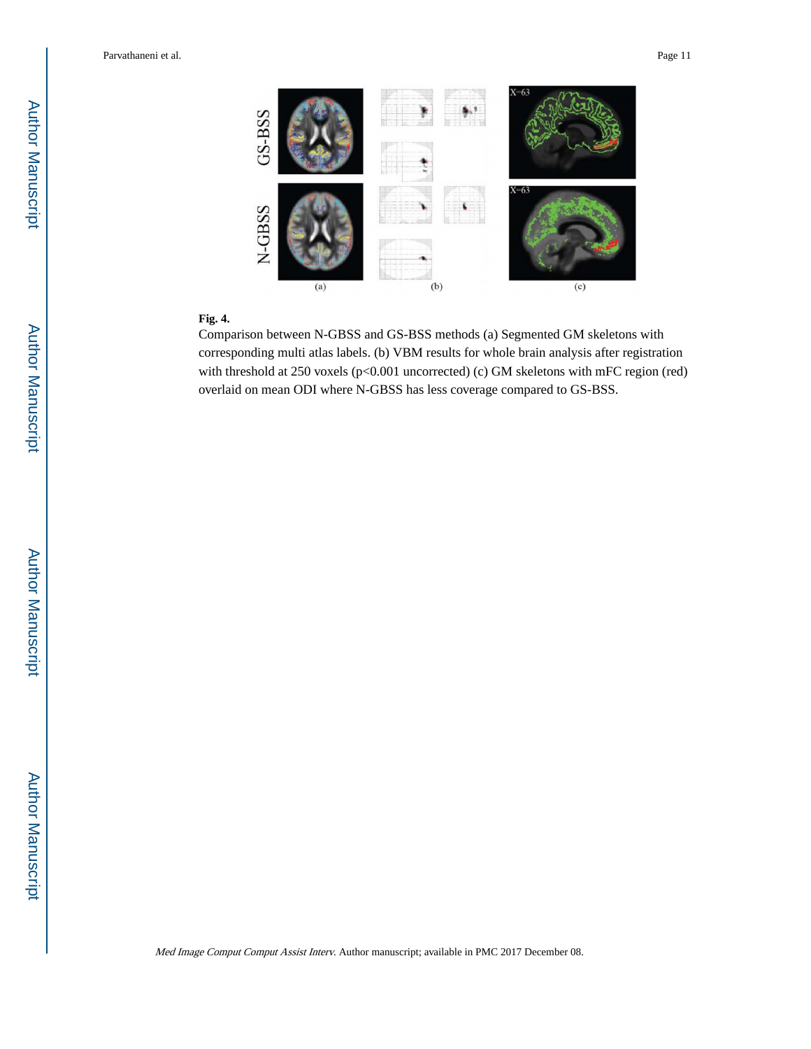**Fig. 4.**

Comparison between N-GBSS and GS-BSS methods (a) Segmented GM skeletons with corresponding multi atlas labels. (b) VBM results for whole brain analysis after registration with threshold at 250 voxels (p<0.001 uncorrected) (c) GM skeletons with mFC region (red) overlaid on mean ODI where N-GBSS has less coverage compared to GS-BSS.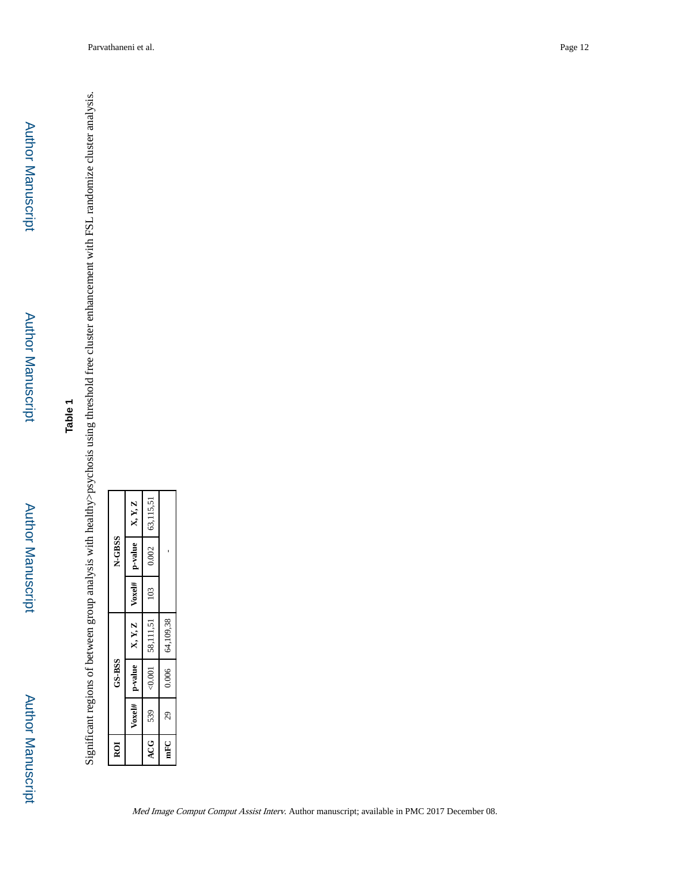## Table 1

Significant regions of between group analysis with healthy>psychosis using threshold free cluster enhancement with FSL randomize cluster analysis.

| ROI | GS-BSS | | | N-GBSS | | |
|---|---|---|---|---|---|---|
| | Voxel# | p-value | X, Y, Z | Voxel# | p-value | X, Y, Z |
| ACG | 539 | <0.001 | 58,111,51 | 103 | 0.002 | 63,115,51 |
| mFC | 29 | 0.006 | 64,109,38 | | - | |